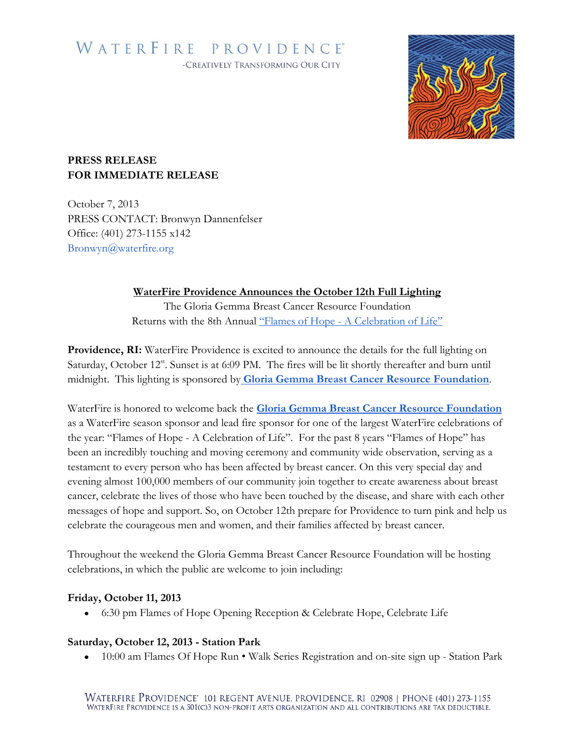WATERFIRE PROVIDENCE®
-CREATIVELY TRANSFORMING OUR CITY

**PRESS RELEASE**
**FOR IMMEDIATE RELEASE**

October 7, 2013
PRESS CONTACT: Bronwyn Dannenfelser
Office: (401) 273-1155 x142
Bronwyn@waterfire.org

**WaterFire Providence Announces the October 12th Full Lighting**
The Gloria Gemma Breast Cancer Resource Foundation
Returns with the 8th Annual "Flames of Hope - A Celebration of Life"

**Providence, RI:** WaterFire Providence is excited to announce the details for the full lighting on Saturday, October 12st. Sunset is at 6:09 PM. The fires will be lit shortly thereafter and burn until midnight. This lighting is sponsored by **Gloria Gemma Breast Cancer Resource Foundation**.

WaterFire is honored to welcome back the **Gloria Gemma Breast Cancer Resource Foundation** as a WaterFire season sponsor and lead fire sponsor for one of the largest WaterFire celebrations of the year: "Flames of Hope - A Celebration of Life". For the past 8 years "Flames of Hope" has been an incredibly touching and moving ceremony and community wide observation, serving as a testament to every person who has been affected by breast cancer. On this very special day and evening almost 100,000 members of our community join together to create awareness about breast cancer, celebrate the lives of those who have been touched by the disease, and share with each other messages of hope and support. So, on October 12th prepare for Providence to turn pink and help us celebrate the courageous men and women, and their families affected by breast cancer.

Throughout the weekend the Gloria Gemma Breast Cancer Resource Foundation will be hosting celebrations, in which the public are welcome to join including:

**Friday, October 11, 2013**

- 6:30 pm Flames of Hope Opening Reception & Celebrate Hope, Celebrate Life

**Saturday, October 12, 2013 - Station Park**

- 10:00 am Flames Of Hope Run • Walk Series Registration and on-site sign up - Station Park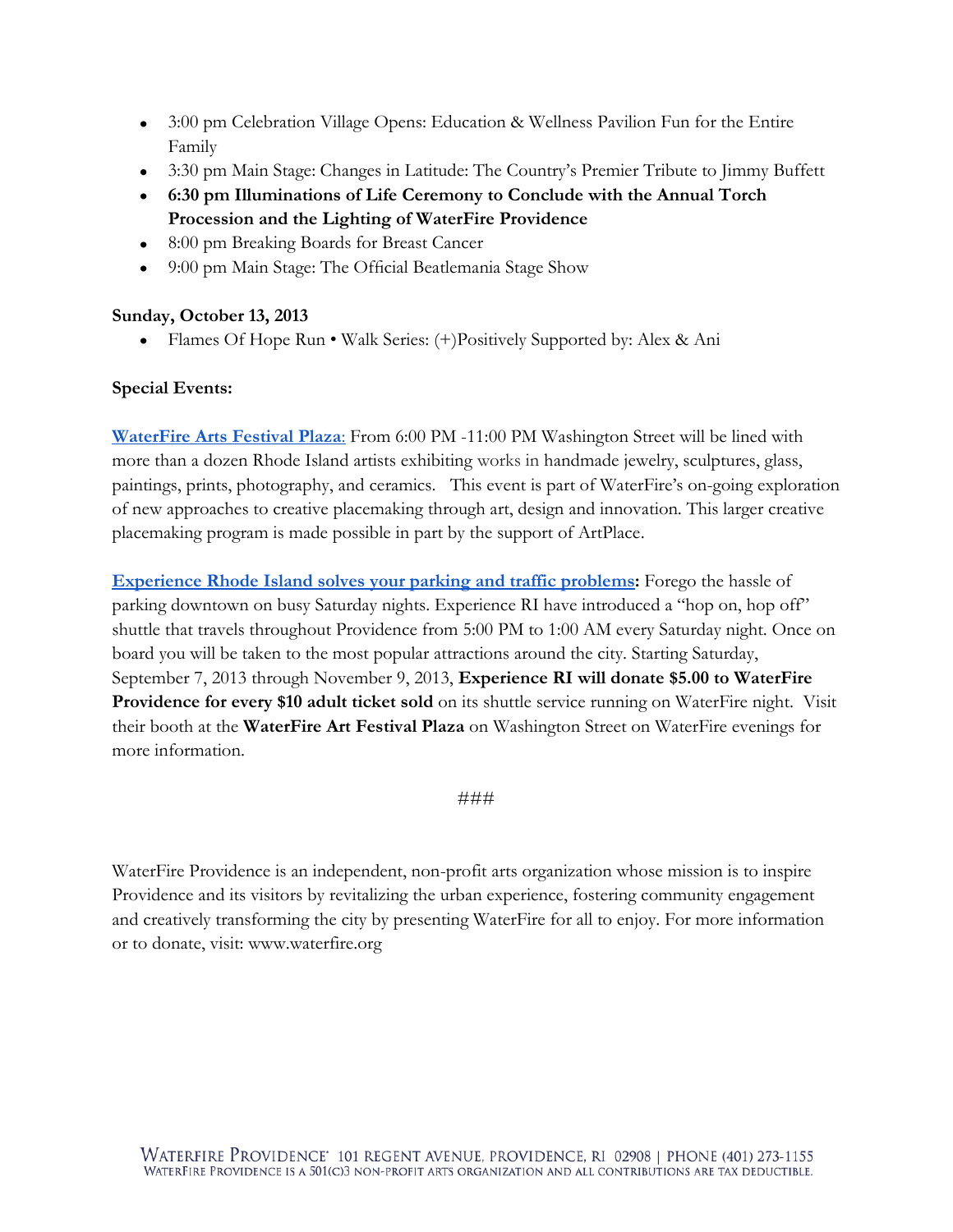- 3:00 pm Celebration Village Opens: Education & Wellness Pavilion Fun for the Entire Family
- 3:30 pm Main Stage: Changes in Latitude: The Country's Premier Tribute to Jimmy Buffett
- **6:30 pm Illuminations of Life Ceremony to Conclude with the Annual Torch Procession and the Lighting of WaterFire Providence**
- 8:00 pm Breaking Boards for Breast Cancer
- 9:00 pm Main Stage: The Official Beatlemania Stage Show

**Sunday, October 13, 2013**

- Flames Of Hope Run • Walk Series: (+)Positively Supported by: Alex & Ani

**Special Events:**

**WaterFire Arts Festival Plaza**: From 6:00 PM -11:00 PM Washington Street will be lined with more than a dozen Rhode Island artists exhibiting works in handmade jewelry, sculptures, glass, paintings, prints, photography, and ceramics. This event is part of WaterFire's on-going exploration of new approaches to creative placemaking through art, design and innovation. This larger creative placemaking program is made possible in part by the support of ArtPlace.

**Experience Rhode Island solves your parking and traffic problems:** Forego the hassle of parking downtown on busy Saturday nights. Experience RI have introduced a "hop on, hop off" shuttle that travels throughout Providence from 5:00 PM to 1:00 AM every Saturday night. Once on board you will be taken to the most popular attractions around the city. Starting Saturday, September 7, 2013 through November 9, 2013, **Experience RI will donate $5.00 to WaterFire Providence for every $10 adult ticket sold** on its shuttle service running on WaterFire night. Visit their booth at the **WaterFire Art Festival Plaza** on Washington Street on WaterFire evenings for more information.

###

WaterFire Providence is an independent, non-profit arts organization whose mission is to inspire Providence and its visitors by revitalizing the urban experience, fostering community engagement and creatively transforming the city by presenting WaterFire for all to enjoy. For more information or to donate, visit: www.waterfire.org